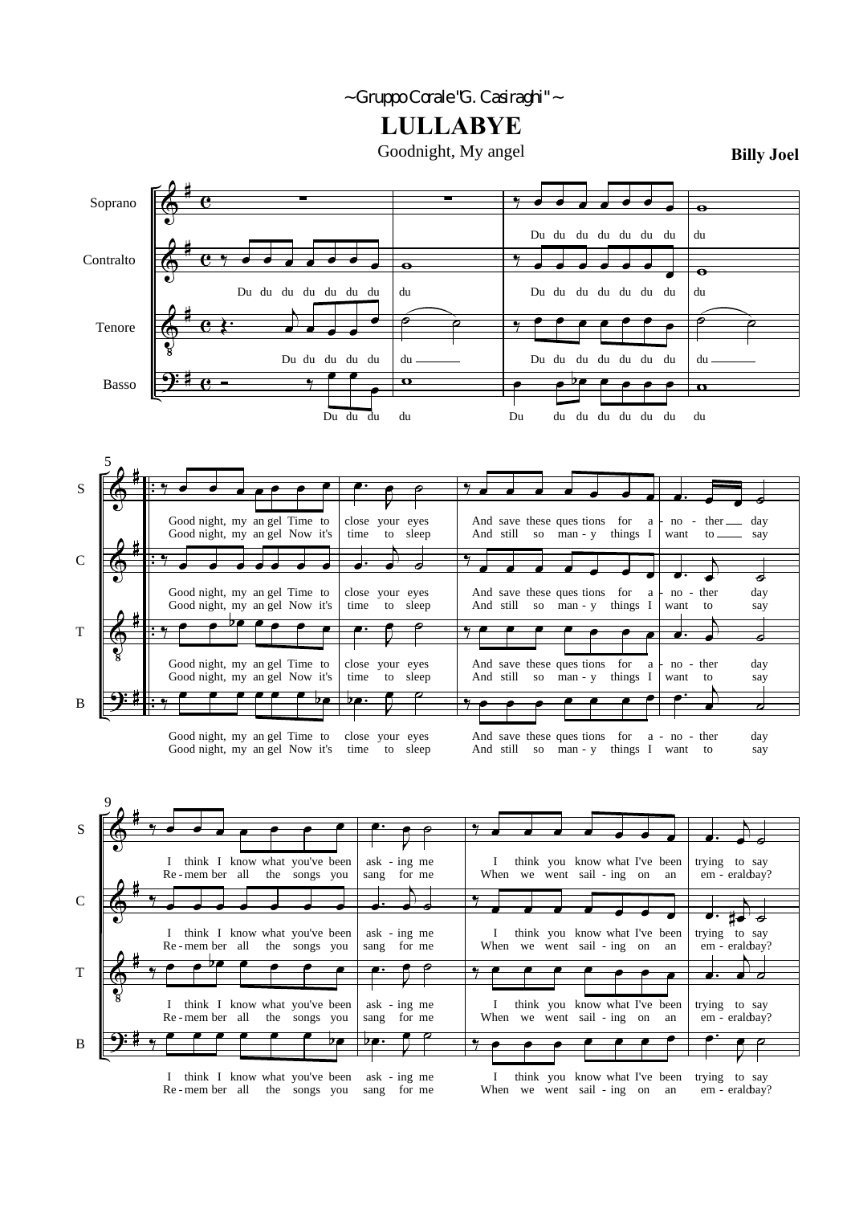~ Gruppo Corale "G. Casiraghi" ~

# LULLABYE

Goodnight, My angel

**Billy Joel**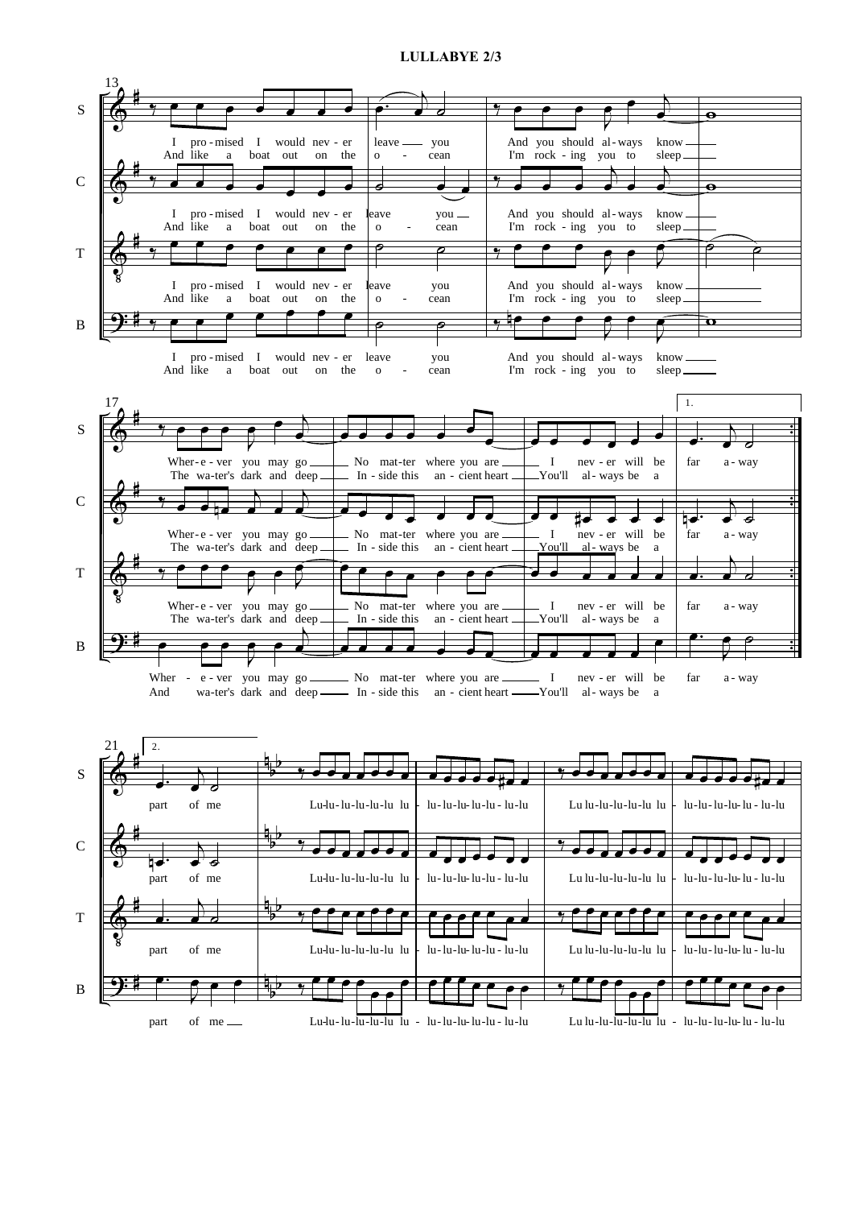**LULLABYE**

13

I pro-mised I would nev-er leave you And you should al-ways know
And like a boat out on the o-cean I'm rock-ing you to sleep

17

Wher-e-ver you may go No mat-ter where you are I nev-er will be far a-way
The wa-ter's dark and deep In-side this an-cient heart You'll al-ways be a

21

2.

part of me

Lu-lu-lu-lu-lu-lu lu-lu-lu-lu-lu-lu-lu-lu
Lu lu-lu-lu-lu-lu lu-lu-lu-lu-lu-lu-lu-lu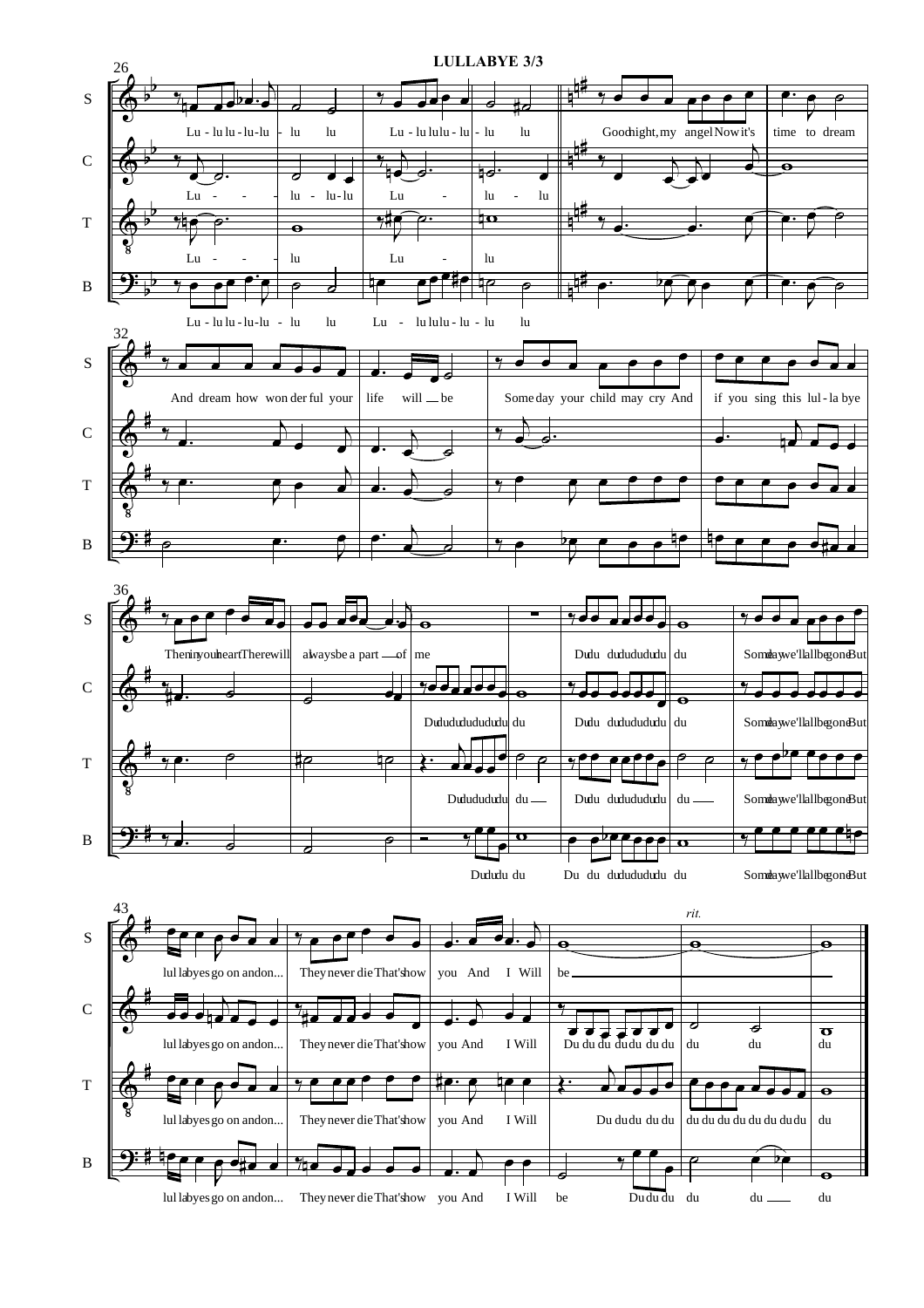# LULLABYE